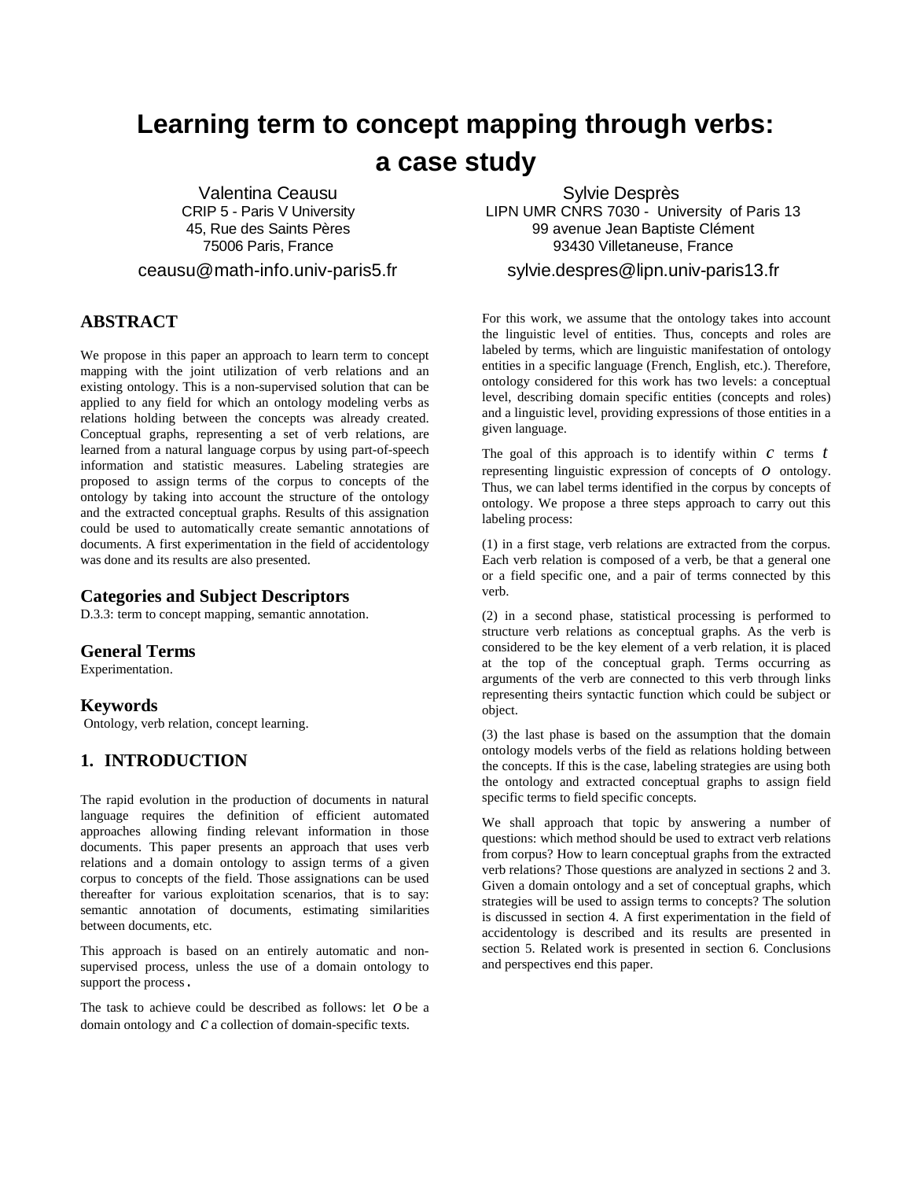# Learning term to concept mapping through verbs: a case study

Valentina Ceausu
CRIP 5 - Paris V University
45, Rue des Saints Pères
75006 Paris, France
ceausu@math-info.univ-paris5.fr

Sylvie Desprès
LIPN UMR CNRS 7030 - University of Paris 13
99 avenue Jean Baptiste Clément
93430 Villetaneuse, France
sylvie.despres@lipn.univ-paris13.fr

## ABSTRACT

We propose in this paper an approach to learn term to concept mapping with the joint utilization of verb relations and an existing ontology. This is a non-supervised solution that can be applied to any field for which an ontology modeling verbs as relations holding between the concepts was already created. Conceptual graphs, representing a set of verb relations, are learned from a natural language corpus by using part-of-speech information and statistic measures. Labeling strategies are proposed to assign terms of the corpus to concepts of the ontology by taking into account the structure of the ontology and the extracted conceptual graphs. Results of this assignation could be used to automatically create semantic annotations of documents. A first experimentation in the field of accidentology was done and its results are also presented.

### Categories and Subject Descriptors

D.3.3: term to concept mapping, semantic annotation.

### General Terms

Experimentation.

### Keywords

Ontology, verb relation, concept learning.

## 1. INTRODUCTION

The rapid evolution in the production of documents in natural language requires the definition of efficient automated approaches allowing finding relevant information in those documents. This paper presents an approach that uses verb relations and a domain ontology to assign terms of a given corpus to concepts of the field. Those assignations can be used thereafter for various exploitation scenarios, that is to say: semantic annotation of documents, estimating similarities between documents, etc.

This approach is based on an entirely automatic and non-supervised process, unless the use of a domain ontology to support the process.

The task to achieve could be described as follows: let $O$ be a domain ontology and $C$ a collection of domain-specific texts.

For this work, we assume that the ontology takes into account the linguistic level of entities. Thus, concepts and roles are labeled by terms, which are linguistic manifestation of ontology entities in a specific language (French, English, etc.). Therefore, ontology considered for this work has two levels: a conceptual level, describing domain specific entities (concepts and roles) and a linguistic level, providing expressions of those entities in a given language.

The goal of this approach is to identify within $C$ terms $t$ representing linguistic expression of concepts of $O$ ontology. Thus, we can label terms identified in the corpus by concepts of ontology. We propose a three steps approach to carry out this labeling process:

(1) in a first stage, verb relations are extracted from the corpus. Each verb relation is composed of a verb, be that a general one or a field specific one, and a pair of terms connected by this verb.

(2) in a second phase, statistical processing is performed to structure verb relations as conceptual graphs. As the verb is considered to be the key element of a verb relation, it is placed at the top of the conceptual graph. Terms occurring as arguments of the verb are connected to this verb through links representing theirs syntactic function which could be subject or object.

(3) the last phase is based on the assumption that the domain ontology models verbs of the field as relations holding between the concepts. If this is the case, labeling strategies are using both the ontology and extracted conceptual graphs to assign field specific terms to field specific concepts.

We shall approach that topic by answering a number of questions: which method should be used to extract verb relations from corpus? How to learn conceptual graphs from the extracted verb relations? Those questions are analyzed in sections 2 and 3. Given a domain ontology and a set of conceptual graphs, which strategies will be used to assign terms to concepts? The solution is discussed in section 4. A first experimentation in the field of accidentology is described and its results are presented in section 5. Related work is presented in section 6. Conclusions and perspectives end this paper.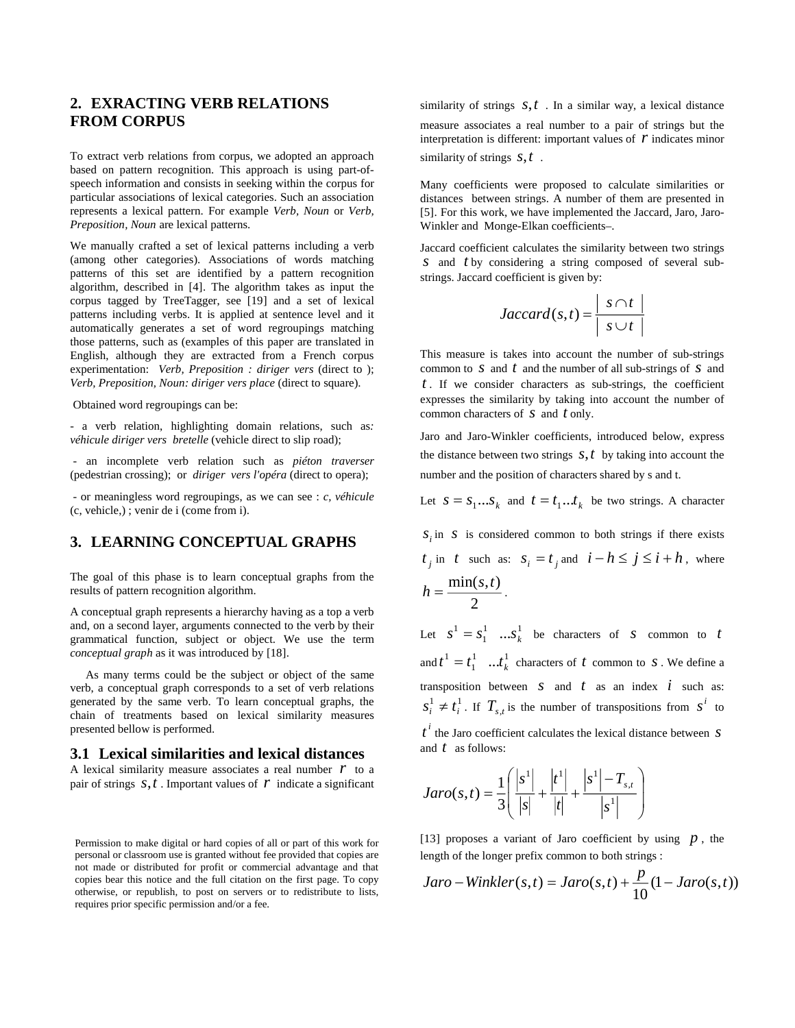## 2. EXRACTING VERB RELATIONS FROM CORPUS

To extract verb relations from corpus, we adopted an approach based on pattern recognition. This approach is using part-of-speech information and consists in seeking within the corpus for particular associations of lexical categories. Such an association represents a lexical pattern. For example *Verb, Noun* or *Verb, Preposition, Noun* are lexical patterns.

We manually crafted a set of lexical patterns including a verb (among other categories). Associations of words matching patterns of this set are identified by a pattern recognition algorithm, described in [4]. The algorithm takes as input the corpus tagged by TreeTagger, see [19] and a set of lexical patterns including verbs. It is applied at sentence level and it automatically generates a set of word regroupings matching those patterns, such as (examples of this paper are translated in English, although they are extracted from a French corpus experimentation: *Verb, Preposition : diriger vers* (direct to ); *Verb, Preposition, Noun: diriger vers place* (direct to square).

Obtained word regroupings can be:

- a verb relation, highlighting domain relations, such as*: véhicule diriger vers bretelle* (vehicle direct to slip road);
- an incomplete verb relation such as *piéton traverser* (pedestrian crossing); or *diriger vers l'opéra* (direct to opera);
- or meaningless word regroupings, as we can see : *c, véhicule* (c, vehicle,) ; venir de i (come from i).

## 3. LEARNING CONCEPTUAL GRAPHS

The goal of this phase is to learn conceptual graphs from the results of pattern recognition algorithm.

A conceptual graph represents a hierarchy having as a top a verb and, on a second layer, arguments connected to the verb by their grammatical function, subject or object. We use the term *conceptual graph* as it was introduced by [18].

As many terms could be the subject or object of the same verb, a conceptual graph corresponds to a set of verb relations generated by the same verb. To learn conceptual graphs, the chain of treatments based on lexical similarity measures presented bellow is performed.

### 3.1 Lexical similarities and lexical distances

A lexical similarity measure associates a real number $r$ to a pair of strings $s, t$. Important values of $r$ indicate a significant similarity of strings $s, t$. In a similar way, a lexical distance measure associates a real number to a pair of strings but the interpretation is different: important values of $r$ indicates minor similarity of strings $s, t$.

Many coefficients were proposed to calculate similarities or distances between strings. A number of them are presented in [5]. For this work, we have implemented the Jaccard, Jaro, Jaro-Winkler and Monge-Elkan coefficients–.

Jaccard coefficient calculates the similarity between two strings $s$ and $t$ by considering a string composed of several sub-strings. Jaccard coefficient is given by:

$$Jaccard(s,t) = \frac{|\ s \cap t\ |}{|\ s \cup t\ |}$$

This measure is takes into account the number of sub-strings common to $s$ and $t$ and the number of all sub-strings of $s$ and $t$. If we consider characters as sub-strings, the coefficient expresses the similarity by taking into account the number of common characters of $s$ and $t$ only.

Jaro and Jaro-Winkler coefficients, introduced below, express the distance between two strings $s, t$ by taking into account the number and the position of characters shared by s and t.

Let $s = s_1 ... s_k$ and $t = t_1 ... t_k$ be two strings. A character $s_i$ in $s$ is considered common to both strings if there exists $t_j$ in $t$ such as: $s_i = t_j$ and $i - h \leq j \leq i + h$, where $h = \frac{\min(s,t)}{2}$.

Let $s^1 = s_1^1 \ ... s_k^1$ be characters of $s$ common to $t$ and $t^1 = t_1^1 \ ... t_k^1$ characters of $t$ common to $s$. We define a transposition between $s$ and $t$ as an index $i$ such as: $s_i^1 \neq t_i^1$. If $T_{s,t}$ is the number of transpositions from $s^i$ to $t^i$ the Jaro coefficient calculates the lexical distance between $s$ and $t$ as follows:

$$Jaro(s,t) = \frac{1}{3}\left( \frac{|s^1|}{|s|} + \frac{|t^1|}{|t|} + \frac{|s^1| - T_{s,t}}{|s^1|} \right)$$

[13] proposes a variant of Jaro coefficient by using $p$, the length of the longer prefix common to both strings :

$$Jaro - Winkler(s,t) = Jaro(s,t) + \frac{p}{10}(1 - Jaro(s,t))$$

Permission to make digital or hard copies of all or part of this work for personal or classroom use is granted without fee provided that copies are not made or distributed for profit or commercial advantage and that copies bear this notice and the full citation on the first page. To copy otherwise, or republish, to post on servers or to redistribute to lists, requires prior specific permission and/or a fee.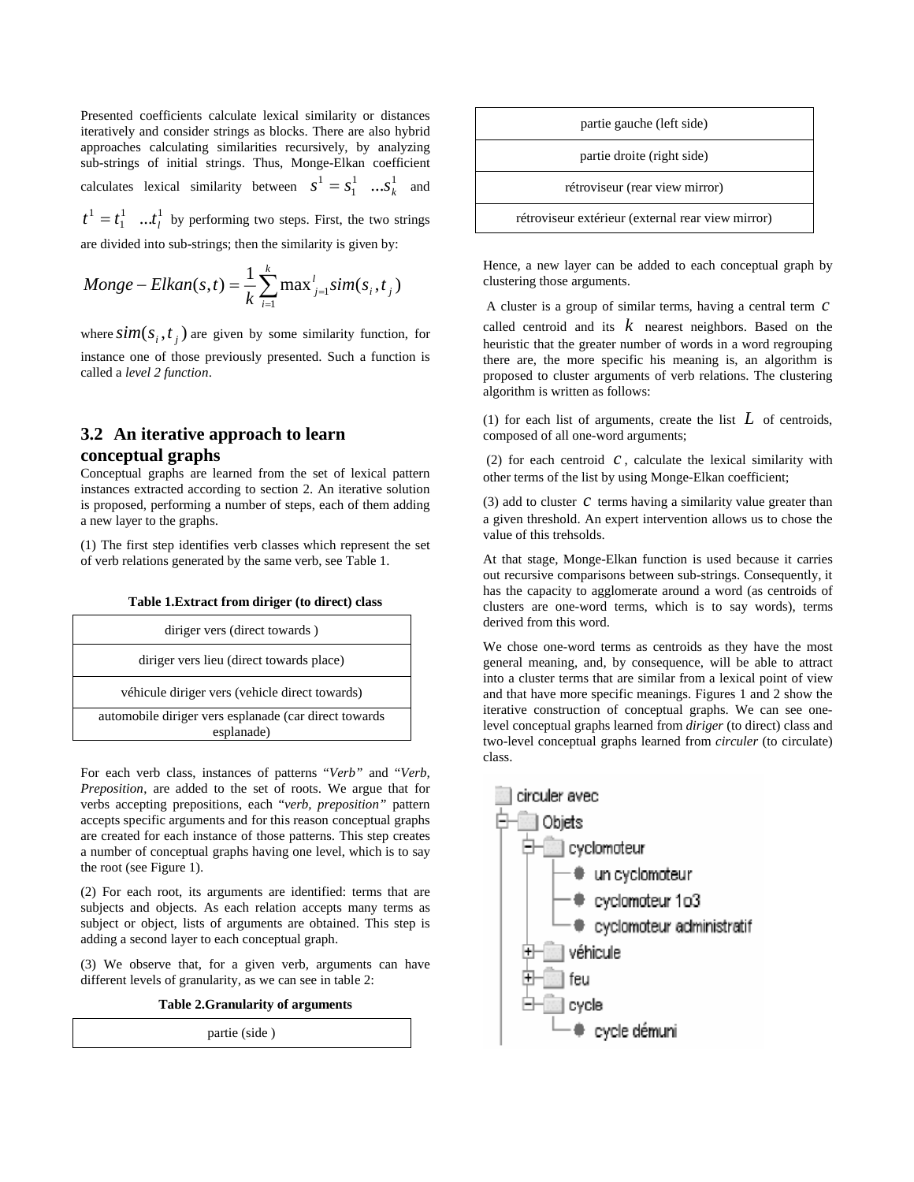Presented coefficients calculate lexical similarity or distances iteratively and consider strings as blocks. There are also hybrid approaches calculating similarities recursively, by analyzing sub-strings of initial strings. Thus, Monge-Elkan coefficient calculates lexical similarity between $s^1 = s_1^1 \ ...s_k^1$ and $t^1 = t_1^1 \ ...t_l^1$ by performing two steps. First, the two strings are divided into sub-strings; then the similarity is given by:

$$Monge - Elkan(s,t) = \frac{1}{k}\sum_{i=1}^{k} \max{}'^{l}_{j=1} sim(s_i, t_j)$$

where $sim(s_i, t_j)$ are given by some similarity function, for instance one of those previously presented. Such a function is called a *level 2 function*.

## 3.2 An iterative approach to learn conceptual graphs

Conceptual graphs are learned from the set of lexical pattern instances extracted according to section 2. An iterative solution is proposed, performing a number of steps, each of them adding a new layer to the graphs.

(1) The first step identifies verb classes which represent the set of verb relations generated by the same verb, see Table 1.

**Table 1.Extract from diriger (to direct) class**

| diriger vers (direct towards ) |
|---|
| diriger vers lieu (direct towards place) |
| véhicule diriger vers (vehicle direct towards) |
| automobile diriger vers esplanade (car direct towards esplanade) |

For each verb class, instances of patterns "*Verb"* and "*Verb, Preposition*, are added to the set of roots. We argue that for verbs accepting prepositions, each "*verb, preposition"* pattern accepts specific arguments and for this reason conceptual graphs are created for each instance of those patterns. This step creates a number of conceptual graphs having one level, which is to say the root (see Figure 1).

(2) For each root, its arguments are identified: terms that are subjects and objects. As each relation accepts many terms as subject or object, lists of arguments are obtained. This step is adding a second layer to each conceptual graph.

(3) We observe that, for a given verb, arguments can have different levels of granularity, as we can see in table 2:

**Table 2.Granularity of arguments**

| partie (side ) |
|---|
| partie gauche (left side) |
| partie droite (right side) |
| rétroviseur (rear view mirror) |
| rétroviseur extérieur (external rear view mirror) |

Hence, a new layer can be added to each conceptual graph by clustering those arguments.

A cluster is a group of similar terms, having a central term $c$ called centroid and its $k$ nearest neighbors. Based on the heuristic that the greater number of words in a word regrouping there are, the more specific his meaning is, an algorithm is proposed to cluster arguments of verb relations. The clustering algorithm is written as follows:

(1) for each list of arguments, create the list $L$ of centroids, composed of all one-word arguments;

(2) for each centroid $c$, calculate the lexical similarity with other terms of the list by using Monge-Elkan coefficient;

(3) add to cluster $c$ terms having a similarity value greater than a given threshold. An expert intervention allows us to chose the value of this trehsolds.

At that stage, Monge-Elkan function is used because it carries out recursive comparisons between sub-strings. Consequently, it has the capacity to agglomerate around a word (as centroids of clusters are one-word terms, which is to say words), terms derived from this word.

We chose one-word terms as centroids as they have the most general meaning, and, by consequence, will be able to attract into a cluster terms that are similar from a lexical point of view and that have more specific meanings. Figures 1 and 2 show the iterative construction of conceptual graphs. We can see one-level conceptual graphs learned from *diriger* (to direct) class and two-level conceptual graphs learned from *circuler* (to circulate) class.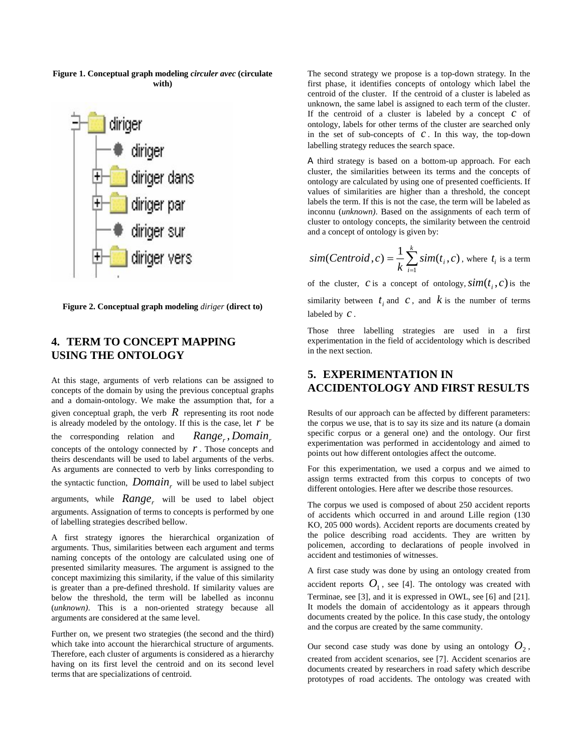**Figure 1. Conceptual graph modeling *circuler avec* (circulate with)**

**Figure 2. Conceptual graph modeling *diriger* (direct to)**

## 4. TERM TO CONCEPT MAPPING USING THE ONTOLOGY

At this stage, arguments of verb relations can be assigned to concepts of the domain by using the previous conceptual graphs and a domain-ontology. We make the assumption that, for a given conceptual graph, the verb $R$ representing its root node is already modeled by the ontology. If this is the case, let $r$ be the corresponding relation and $Range_r, Domain_r$ concepts of the ontology connected by $r$. Those concepts and theirs descendants will be used to label arguments of the verbs. As arguments are connected to verb by links corresponding to the syntactic function, $Domain_r$ will be used to label subject arguments, while $Range_r$ will be used to label object arguments. Assignation of terms to concepts is performed by one of labelling strategies described bellow.

A first strategy ignores the hierarchical organization of arguments. Thus, similarities between each argument and terms naming concepts of the ontology are calculated using one of presented similarity measures. The argument is assigned to the concept maximizing this similarity, if the value of this similarity is greater than a pre-defined threshold. If similarity values are below the threshold, the term will be labelled as inconnu (*unknown)*. This is a non-oriented strategy because all arguments are considered at the same level.

Further on, we present two strategies (the second and the third) which take into account the hierarchical structure of arguments. Therefore, each cluster of arguments is considered as a hierarchy having on its first level the centroid and on its second level terms that are specializations of centroid.

The second strategy we propose is a top-down strategy. In the first phase, it identifies concepts of ontology which label the centroid of the cluster. If the centroid of a cluster is labeled as unknown, the same label is assigned to each term of the cluster. If the centroid of a cluster is labeled by a concept $c$ of ontology, labels for other terms of the cluster are searched only in the set of sub-concepts of $c$. In this way, the top-down labelling strategy reduces the search space.

A third strategy is based on a bottom-up approach. For each cluster, the similarities between its terms and the concepts of ontology are calculated by using one of presented coefficients. If values of similarities are higher than a threshold, the concept labels the term. If this is not the case, the term will be labeled as inconnu (*unknown)*. Based on the assignments of each term of cluster to ontology concepts, the similarity between the centroid and a concept of ontology is given by:

$sim(Centroid, c) = \frac{1}{k}\sum_{i=1}^{k} sim(t_i, c)$, where $t_i$ is a term of the cluster, $c$ is a concept of ontology, $sim(t_i, c)$ is the similarity between $t_i$ and $c$, and $k$ is the number of terms labeled by $c$.

Those three labelling strategies are used in a first experimentation in the field of accidentology which is described in the next section.

## 5. EXPERIMENTATION IN ACCIDENTOLOGY AND FIRST RESULTS

Results of our approach can be affected by different parameters: the corpus we use, that is to say its size and its nature (a domain specific corpus or a general one) and the ontology. Our first experimentation was performed in accidentology and aimed to points out how different ontologies affect the outcome.

For this experimentation, we used a corpus and we aimed to assign terms extracted from this corpus to concepts of two different ontologies. Here after we describe those resources.

The corpus we used is composed of about 250 accident reports of accidents which occurred in and around Lille region (130 KO, 205 000 words). Accident reports are documents created by the police describing road accidents. They are written by policemen, according to declarations of people involved in accident and testimonies of witnesses.

A first case study was done by using an ontology created from accident reports $O_1$, see [4]. The ontology was created with Terminae, see [3], and it is expressed in OWL, see [6] and [21]. It models the domain of accidentology as it appears through documents created by the police. In this case study, the ontology and the corpus are created by the same community.

Our second case study was done by using an ontology $O_2$, created from accident scenarios, see [7]. Accident scenarios are documents created by researchers in road safety which describe prototypes of road accidents. The ontology was created with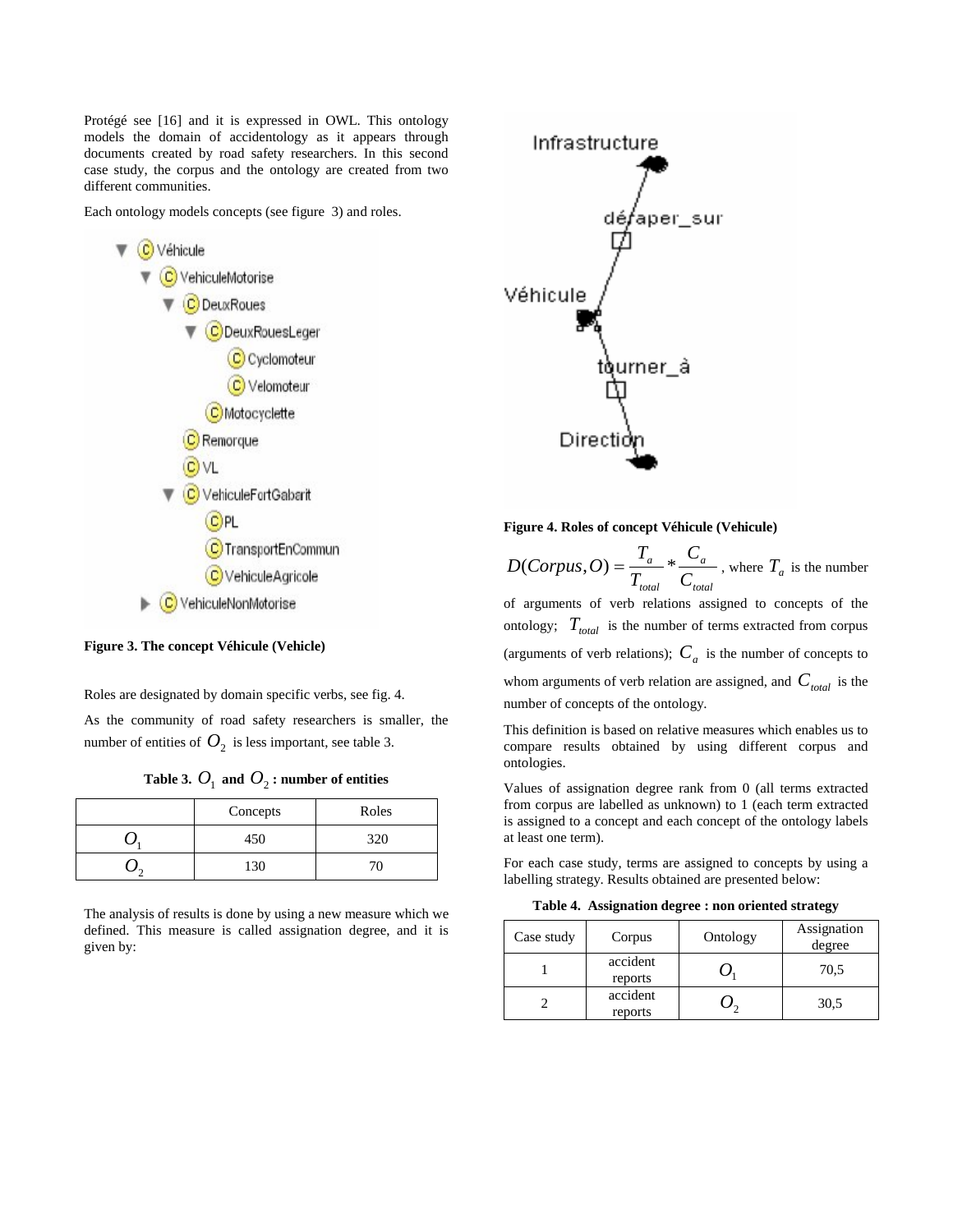Protégé see [16] and it is expressed in OWL. This ontology models the domain of accidentology as it appears through documents created by road safety researchers. In this second case study, the corpus and the ontology are created from two different communities.

Each ontology models concepts (see figure 3) and roles.

**Figure 3. The concept Véhicule (Vehicle)**

Roles are designated by domain specific verbs, see fig. 4.

As the community of road safety researchers is smaller, the number of entities of $O_2$ is less important, see table 3.

**Table 3. $O_1$ and $O_2$ : number of entities**

| | Concepts | Roles |
|---|---|---|
| $O_1$ | 450 | 320 |
| $O_2$ | 130 | 70 |

The analysis of results is done by using a new measure which we defined. This measure is called assignation degree, and it is given by:

**Figure 4. Roles of concept Véhicule (Vehicule)**

$D(Corpus, O) = \frac{T_a}{T_{total}} * \frac{C_a}{C_{total}}$, where $T_a$ is the number of arguments of verb relations assigned to concepts of the ontology; $T_{total}$ is the number of terms extracted from corpus (arguments of verb relations); $C_a$ is the number of concepts to whom arguments of verb relation are assigned, and $C_{total}$ is the number of concepts of the ontology.

This definition is based on relative measures which enables us to compare results obtained by using different corpus and ontologies.

Values of assignation degree rank from 0 (all terms extracted from corpus are labelled as unknown) to 1 (each term extracted is assigned to a concept and each concept of the ontology labels at least one term).

For each case study, terms are assigned to concepts by using a labelling strategy. Results obtained are presented below:

**Table 4. Assignation degree : non oriented strategy**

| Case study | Corpus | Ontology | Assignation degree |
|---|---|---|---|
| 1 | accident reports | $O_1$ | 70,5 |
| 2 | accident reports | $O_2$ | 30,5 |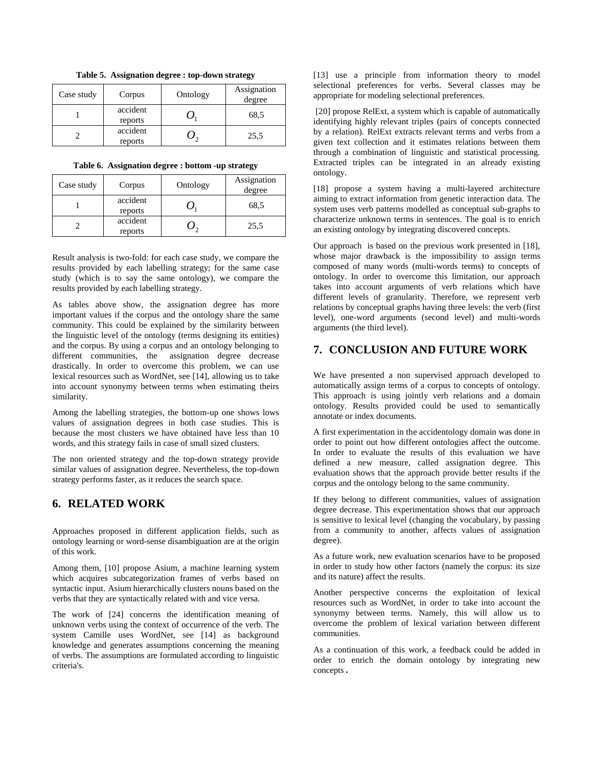**Table 5. Assignation degree : top-down strategy**

| Case study | Corpus | Ontology | Assignation degree |
|---|---|---|---|
| 1 | accident reports | $O_1$ | 68,5 |
| 2 | accident reports | $O_2$ | 25,5 |

**Table 6. Assignation degree : bottom -up strategy**

| Case study | Corpus | Ontology | Assignation degree |
|---|---|---|---|
| 1 | accident reports | $O_1$ | 68,5 |
| 2 | accident reports | $O_2$ | 25,5 |

Result analysis is two-fold: for each case study, we compare the results provided by each labelling strategy; for the same case study (which is to say the same ontology), we compare the results provided by each labelling strategy.

As tables above show, the assignation degree has more important values if the corpus and the ontology share the same community. This could be explained by the similarity between the linguistic level of the ontology (terms designing its entities) and the corpus. By using a corpus and an ontology belonging to different communities, the assignation degree decrease drastically. In order to overcome this problem, we can use lexical resources such as WordNet, see [14], allowing us to take into account synonymy between terms when estimating theirs similarity.

Among the labelling strategies, the bottom-up one shows lows values of assignation degrees in both case studies. This is because the most clusters we have obtained have less than 10 words, and this strategy fails in case of small sized clusters.

The non oriented strategy and the top-down strategy provide similar values of assignation degree. Nevertheless, the top-down strategy performs faster, as it reduces the search space.

## 6. RELATED WORK

Approaches proposed in different application fields, such as ontology learning or word-sense disambiguation are at the origin of this work.

Among them, [10] propose Asium, a machine learning system which acquires subcategorization frames of verbs based on syntactic input. Asium hierarchically clusters nouns based on the verbs that they are syntactically related with and vice versa.

The work of [24] concerns the identification meaning of unknown verbs using the context of occurrence of the verb. The system Camille uses WordNet, see [14] as background knowledge and generates assumptions concerning the meaning of verbs. The assumptions are formulated according to linguistic criteria's.

[13] use a principle from information theory to model selectional preferences for verbs. Several classes may be appropriate for modeling selectional preferences.

[20] propose RelExt, a system which is capable of automatically identifying highly relevant triples (pairs of concepts connected by a relation). RelExt extracts relevant terms and verbs from a given text collection and it estimates relations between them through a combination of linguistic and statistical processing. Extracted triples can be integrated in an already existing ontology.

[18] propose a system having a multi-layered architecture aiming to extract information from genetic interaction data. The system uses verb patterns modelled as conceptual sub-graphs to characterize unknown terms in sentences. The goal is to enrich an existing ontology by integrating discovered concepts.

Our approach is based on the previous work presented in [18], whose major drawback is the impossibility to assign terms composed of many words (multi-words terms) to concepts of ontology. In order to overcome this limitation, our approach takes into account arguments of verb relations which have different levels of granularity. Therefore, we represent verb relations by conceptual graphs having three levels: the verb (first level), one-word arguments (second level) and multi-words arguments (the third level).

## 7. CONCLUSION AND FUTURE WORK

We have presented a non supervised approach developed to automatically assign terms of a corpus to concepts of ontology. This approach is using jointly verb relations and a domain ontology. Results provided could be used to semantically annotate or index documents.

A first experimentation in the accidentology domain was done in order to point out how different ontologies affect the outcome. In order to evaluate the results of this evaluation we have defined a new measure, called assignation degree. This evaluation shows that the approach provide better results if the corpus and the ontology belong to the same community.

If they belong to different communities, values of assignation degree decrease. This experimentation shows that our approach is sensitive to lexical level (changing the vocabulary, by passing from a community to another, affects values of assignation degree).

As a future work, new evaluation scenarios have to be proposed in order to study how other factors (namely the corpus: its size and its nature) affect the results.

Another perspective concerns the exploitation of lexical resources such as WordNet, in order to take into account the synonymy between terms. Namely, this will allow us to overcome the problem of lexical variation between different communities.

As a continuation of this work, a feedback could be added in order to enrich the domain ontology by integrating new concepts.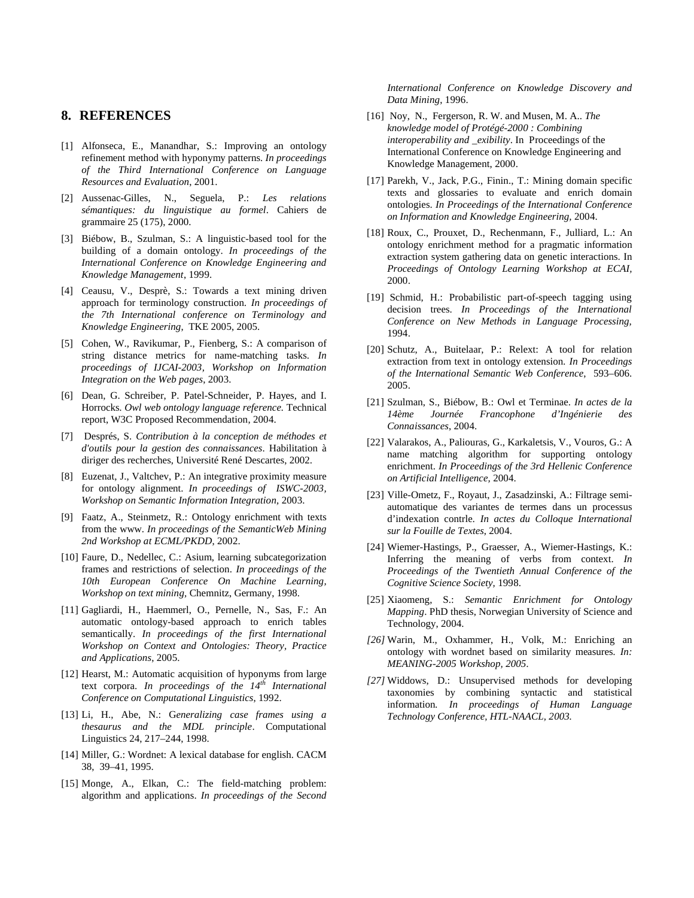## 8. REFERENCES

[1] Alfonseca, E., Manandhar, S.: Improving an ontology refinement method with hyponymy patterns. *In proceedings of the Third International Conference on Language Resources and Evaluation*, 2001.

[2] Aussenac-Gilles, N., Seguela, P.: *Les relations sémantiques: du linguistique au formel*. Cahiers de grammaire 25 (175), 2000.

[3] Biébow, B., Szulman, S.: A linguistic-based tool for the building of a domain ontology. *In proceedings of the International Conference on Knowledge Engineering and Knowledge Management*, 1999.

[4] Ceausu, V., Desprè, S.: Towards a text mining driven approach for terminology construction. *In proceedings of the 7th International conference on Terminology and Knowledge Engineering,* TKE 2005, 2005.

[5] Cohen, W., Ravikumar, P., Fienberg, S.: A comparison of string distance metrics for name-matching tasks. *In proceedings of IJCAI-2003, Workshop on Information Integration on the Web pages*, 2003.

[6] Dean, G. Schreiber, P. Patel-Schneider, P. Hayes, and I. Horrocks. *Owl web ontology language reference.* Technical report, W3C Proposed Recommendation, 2004.

[7] Després, S. *Contribution à la conception de méthodes et d'outils pour la gestion des connaissances*. Habilitation à diriger des recherches, Université René Descartes, 2002.

[8] Euzenat, J., Valtchev, P.: An integrative proximity measure for ontology alignment. *In proceedings of ISWC-2003, Workshop on Semantic Information Integration,* 2003.

[9] Faatz, A., Steinmetz, R.: Ontology enrichment with texts from the www. *In proceedings of the SemanticWeb Mining 2nd Workshop at ECML/PKDD*, 2002.

[10] Faure, D., Nedellec, C.: Asium, learning subcategorization frames and restrictions of selection. *In proceedings of the 10th European Conference On Machine Learning, Workshop on text mining,* Chemnitz, Germany, 1998.

[11] Gagliardi, H., Haemmerl, O., Pernelle, N., Sas, F.: An automatic ontology-based approach to enrich tables semantically. *In proceedings of the first International Workshop on Context and Ontologies: Theory, Practice and Applications*, 2005.

[12] Hearst, M.: Automatic acquisition of hyponyms from large text corpora. *In proceedings of the 14th International Conference on Computational Linguistics*, 1992.

[13] Li, H., Abe, N.: G*eneralizing case frames using a thesaurus and the MDL principle*. Computational Linguistics 24, 217–244, 1998.

[14] Miller, G.: Wordnet: A lexical database for english. CACM 38, 39–41, 1995.

[15] Monge, A., Elkan, C.: The field-matching problem: algorithm and applications. *In proceedings of the Second International Conference on Knowledge Discovery and Data Mining*, 1996.

[16] Noy, N., Fergerson, R. W. and Musen, M. A.. *The knowledge model of Protégé-2000 : Combining interoperability and _exibility*. In Proceedings of the International Conference on Knowledge Engineering and Knowledge Management, 2000.

[17] Parekh, V., Jack, P.G., Finin., T.: Mining domain specific texts and glossaries to evaluate and enrich domain ontologies. *In Proceedings of the International Conference on Information and Knowledge Engineering,* 2004.

[18] Roux, C., Prouxet, D., Rechenmann, F., Julliard, L.: An ontology enrichment method for a pragmatic information extraction system gathering data on genetic interactions. In *Proceedings of Ontology Learning Workshop at ECAI*, 2000.

[19] Schmid, H.: Probabilistic part-of-speech tagging using decision trees. *In Proceedings of the International Conference on New Methods in Language Processing,* 1994.

[20] Schutz, A., Buitelaar, P.: Relext: A tool for relation extraction from text in ontology extension. *In Proceedings of the International Semantic Web Conference*, 593–606. 2005.

[21] Szulman, S., Biébow, B.: Owl et Terminae. *In actes de la 14ème Journée Francophone d'Ingénierie des Connaissances*, 2004.

[22] Valarakos, A., Paliouras, G., Karkaletsis, V., Vouros, G.: A name matching algorithm for supporting ontology enrichment. *In Proceedings of the 3rd Hellenic Conference on Artificial Intelligence,* 2004.

[23] Ville-Ometz, F., Royaut, J., Zasadzinski, A.: Filtrage semi-automatique des variantes de termes dans un processus d'indexation contrle. *In actes du Colloque International sur la Fouille de Textes*, 2004.

[24] Wiemer-Hastings, P., Graesser, A., Wiemer-Hastings, K.: Inferring the meaning of verbs from context. *In Proceedings of the Twentieth Annual Conference of the Cognitive Science Society,* 1998.

[25] Xiaomeng, S.: *Semantic Enrichment for Ontology Mapping*. PhD thesis, Norwegian University of Science and Technology, 2004.

*[26]* Warin, M., Oxhammer, H., Volk, M.: Enriching an ontology with wordnet based on similarity measures. *In: MEANING-2005 Workshop, 2005*.

*[27]* Widdows, D.: Unsupervised methods for developing taxonomies by combining syntactic and statistical information. *In proceedings of Human Language Technology Conference, HTL-NAACL, 2003.*